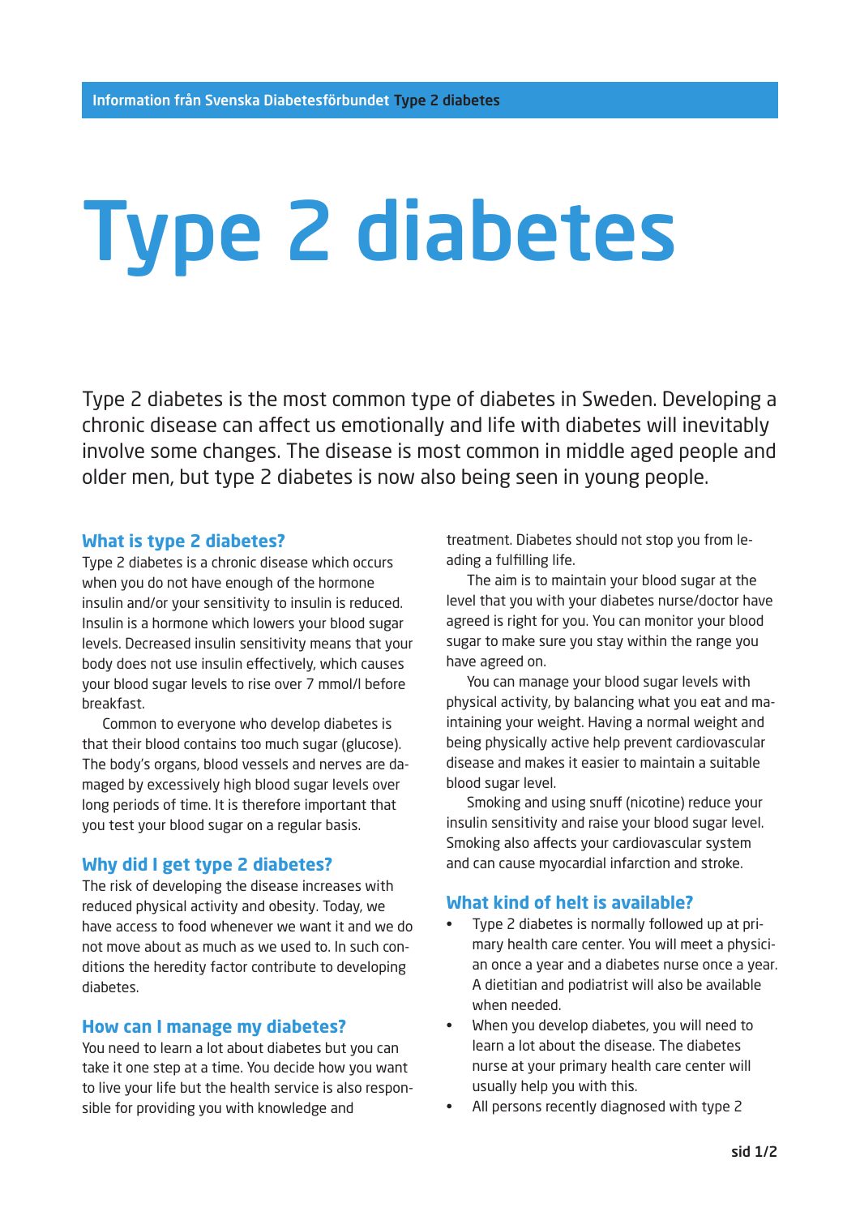Information från Svenska Diabetesförbundet **Type 2 diabetes**

# Type 2 diabetes

Type 2 diabetes is the most common type of diabetes in Sweden. Developing a chronic disease can affect us emotionally and life with diabetes will inevitably involve some changes. The disease is most common in middle aged people and older men, but type 2 diabetes is now also being seen in young people.

## What is type 2 diabetes?

Type 2 diabetes is a chronic disease which occurs when you do not have enough of the hormone insulin and/or your sensitivity to insulin is reduced. Insulin is a hormone which lowers your blood sugar levels. Decreased insulin sensitivity means that your body does not use insulin effectively, which causes your blood sugar levels to rise over 7 mmol/l before breakfast.

Common to everyone who develop diabetes is that their blood contains too much sugar (glucose). The body's organs, blood vessels and nerves are damaged by excessively high blood sugar levels over long periods of time. It is therefore important that you test your blood sugar on a regular basis.

## Why did I get type 2 diabetes?

The risk of developing the disease increases with reduced physical activity and obesity. Today, we have access to food whenever we want it and we do not move about as much as we used to. In such conditions the heredity factor contribute to developing diabetes.

## How can I manage my diabetes?

You need to learn a lot about diabetes but you can take it one step at a time. You decide how you want to live your life but the health service is also responsible for providing you with knowledge and treatment. Diabetes should not stop you from leading a fulfilling life.

The aim is to maintain your blood sugar at the level that you with your diabetes nurse/doctor have agreed is right for you. You can monitor your blood sugar to make sure you stay within the range you have agreed on.

You can manage your blood sugar levels with physical activity, by balancing what you eat and maintaining your weight. Having a normal weight and being physically active help prevent cardiovascular disease and makes it easier to maintain a suitable blood sugar level.

Smoking and using snuff (nicotine) reduce your insulin sensitivity and raise your blood sugar level. Smoking also affects your cardiovascular system and can cause myocardial infarction and stroke.

## What kind of helt is available?

- Type 2 diabetes is normally followed up at primary health care center. You will meet a physician once a year and a diabetes nurse once a year. A dietitian and podiatrist will also be available when needed.
- When you develop diabetes, you will need to learn a lot about the disease. The diabetes nurse at your primary health care center will usually help you with this.
- All persons recently diagnosed with type 2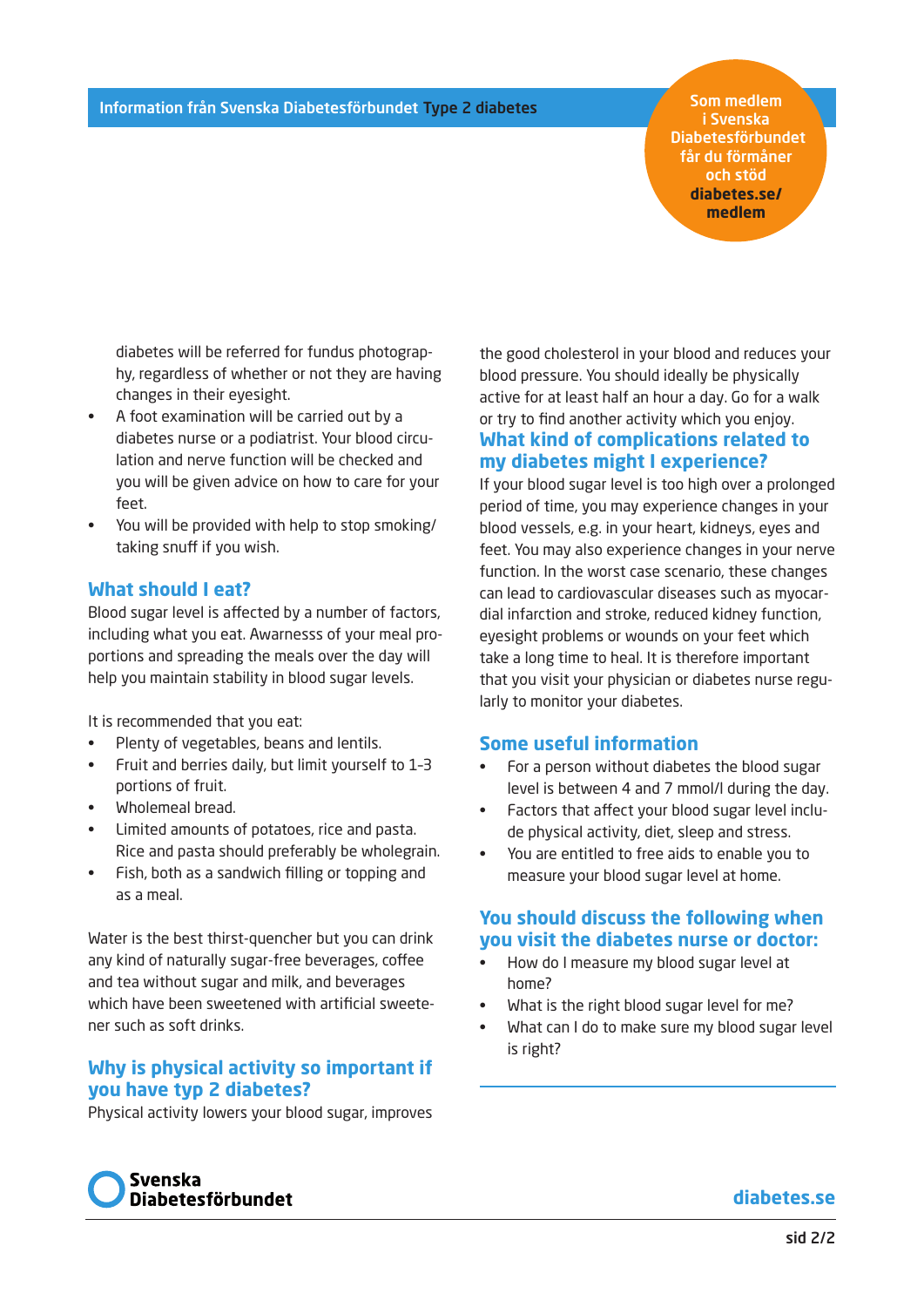diabetes will be referred for fundus photography, regardless of whether or not they are having changes in their eyesight.

- A foot examination will be carried out by a diabetes nurse or a podiatrist. Your blood circulation and nerve function will be checked and you will be given advice on how to care for your feet.
- You will be provided with help to stop smoking/taking snuff if you wish.

## What should I eat?

Blood sugar level is affected by a number of factors, including what you eat. Awarnesss of your meal proportions and spreading the meals over the day will help you maintain stability in blood sugar levels.

It is recommended that you eat:

- Plenty of vegetables, beans and lentils.
- Fruit and berries daily, but limit yourself to 1-3 portions of fruit.
- Wholemeal bread.
- Limited amounts of potatoes, rice and pasta. Rice and pasta should preferably be wholegrain.
- Fish, both as a sandwich filling or topping and as a meal.

Water is the best thirst-quencher but you can drink any kind of naturally sugar-free beverages, coffee and tea without sugar and milk, and beverages which have been sweetened with artificial sweetener such as soft drinks.

## Why is physical activity so important if you have typ 2 diabetes?

Physical activity lowers your blood sugar, improves the good cholesterol in your blood and reduces your blood pressure. You should ideally be physically active for at least half an hour a day. Go for a walk or try to find another activity which you enjoy.

## What kind of complications related to my diabetes might I experience?

If your blood sugar level is too high over a prolonged period of time, you may experience changes in your blood vessels, e.g. in your heart, kidneys, eyes and feet. You may also experience changes in your nerve function. In the worst case scenario, these changes can lead to cardiovascular diseases such as myocardial infarction and stroke, reduced kidney function, eyesight problems or wounds on your feet which take a long time to heal. It is therefore important that you visit your physician or diabetes nurse regularly to monitor your diabetes.

## Some useful information

- For a person without diabetes the blood sugar level is between 4 and 7 mmol/l during the day.
- Factors that affect your blood sugar level include physical activity, diet, sleep and stress.
- You are entitled to free aids to enable you to measure your blood sugar level at home.

## You should discuss the following when you visit the diabetes nurse or doctor:

- How do I measure my blood sugar level at home?
- What is the right blood sugar level for me?
- What can I do to make sure my blood sugar level is right?

Som medlem i Svenska Diabetesförbundet får du förmåner och stöd **diabetes.se/medlem**

Svenska Diabetesförbundet

diabetes.se